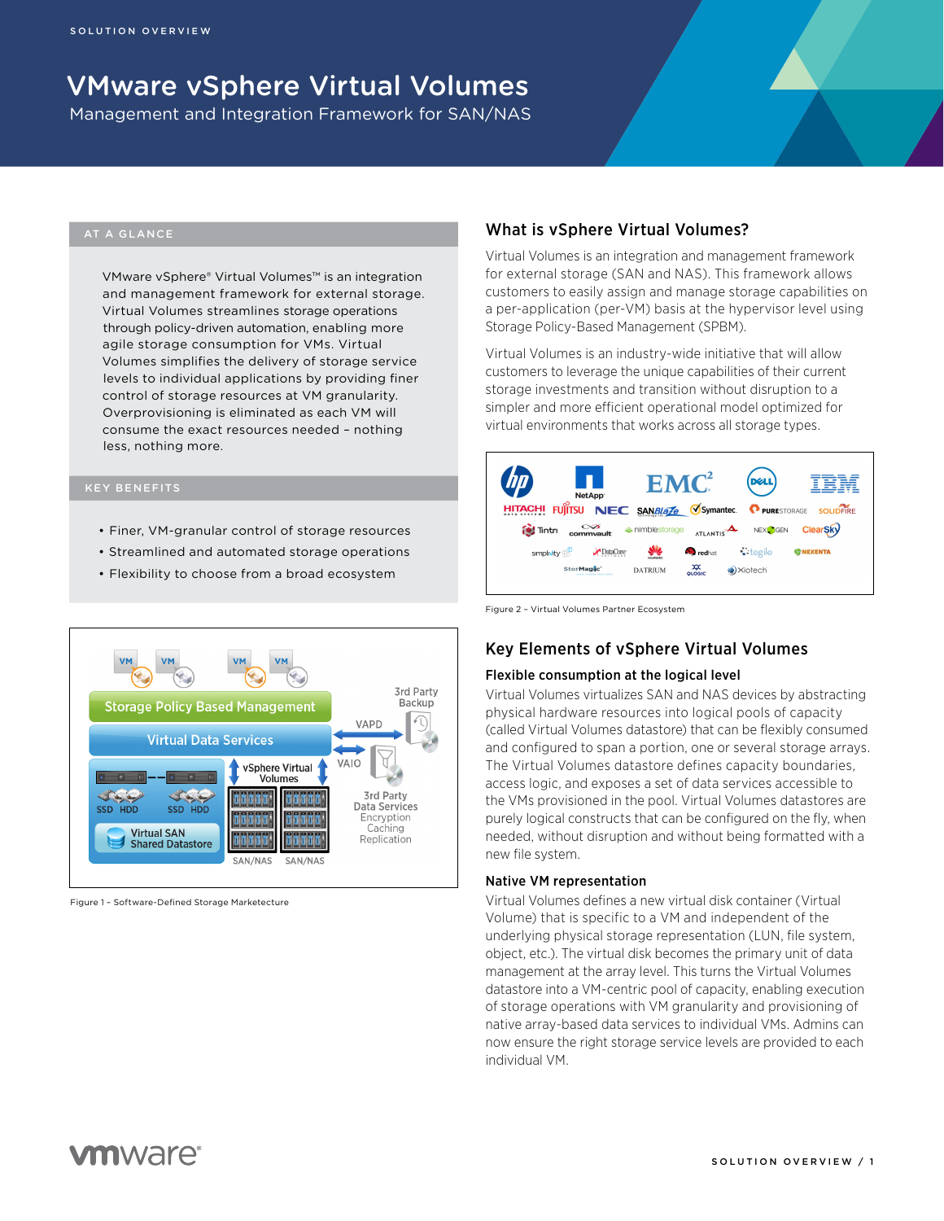SOLUTION OVERVIEW

# VMware vSphere Virtual Volumes

Management and Integration Framework for SAN/NAS

## AT A GLANCE

VMware vSphere® Virtual Volumes™ is an integration and management framework for external storage. Virtual Volumes streamlines storage operations through policy-driven automation, enabling more agile storage consumption for VMs. Virtual Volumes simplifies the delivery of storage service levels to individual applications by providing finer control of storage resources at VM granularity. Overprovisioning is eliminated as each VM will consume the exact resources needed – nothing less, nothing more.

## KEY BENEFITS

- Finer, VM-granular control of storage resources
- Streamlined and automated storage operations
- Flexibility to choose from a broad ecosystem

Figure 1 – Software-Defined Storage Marketecture

## What is vSphere Virtual Volumes?

Virtual Volumes is an integration and management framework for external storage (SAN and NAS). This framework allows customers to easily assign and manage storage capabilities on a per-application (per-VM) basis at the hypervisor level using Storage Policy-Based Management (SPBM).

Virtual Volumes is an industry-wide initiative that will allow customers to leverage the unique capabilities of their current storage investments and transition without disruption to a simpler and more efficient operational model optimized for virtual environments that works across all storage types.

Figure 2 – Virtual Volumes Partner Ecosystem

## Key Elements of vSphere Virtual Volumes

### Flexible consumption at the logical level

Virtual Volumes virtualizes SAN and NAS devices by abstracting physical hardware resources into logical pools of capacity (called Virtual Volumes datastore) that can be flexibly consumed and configured to span a portion, one or several storage arrays. The Virtual Volumes datastore defines capacity boundaries, access logic, and exposes a set of data services accessible to the VMs provisioned in the pool. Virtual Volumes datastores are purely logical constructs that can be configured on the fly, when needed, without disruption and without being formatted with a new file system.

### Native VM representation

Virtual Volumes defines a new virtual disk container (Virtual Volume) that is specific to a VM and independent of the underlying physical storage representation (LUN, file system, object, etc.). The virtual disk becomes the primary unit of data management at the array level. This turns the Virtual Volumes datastore into a VM-centric pool of capacity, enabling execution of storage operations with VM granularity and provisioning of native array-based data services to individual VMs. Admins can now ensure the right storage service levels are provided to each individual VM.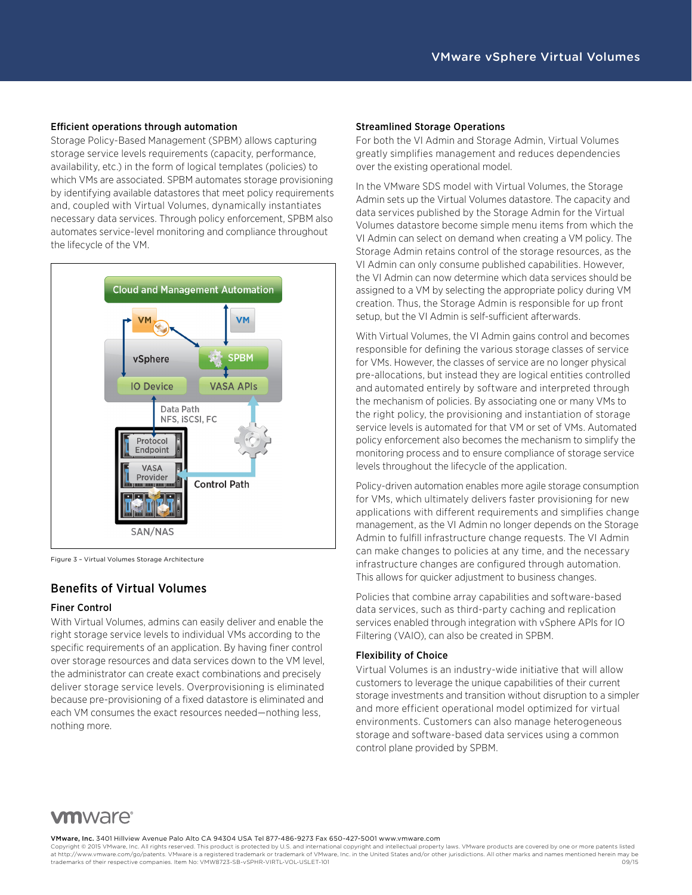### Efficient operations through automation

Storage Policy-Based Management (SPBM) allows capturing storage service levels requirements (capacity, performance, availability, etc.) in the form of logical templates (policies) to which VMs are associated. SPBM automates storage provisioning by identifying available datastores that meet policy requirements and, coupled with Virtual Volumes, dynamically instantiates necessary data services. Through policy enforcement, SPBM also automates service-level monitoring and compliance throughout the lifecycle of the VM.

Cloud and Management Automation
VM
VM
vSphere
SPBM
IO Device
VASA APIs
Data Path
NFS, iSCSI, FC
Protocol Endpoint
VASA Provider
Control Path
SAN/NAS

Figure 3 – Virtual Volumes Storage Architecture

## Benefits of Virtual Volumes

### Finer Control

With Virtual Volumes, admins can easily deliver and enable the right storage service levels to individual VMs according to the specific requirements of an application. By having finer control over storage resources and data services down to the VM level, the administrator can create exact combinations and precisely deliver storage service levels. Overprovisioning is eliminated because pre-provisioning of a fixed datastore is eliminated and each VM consumes the exact resources needed—nothing less, nothing more.

### Streamlined Storage Operations

For both the VI Admin and Storage Admin, Virtual Volumes greatly simplifies management and reduces dependencies over the existing operational model.

In the VMware SDS model with Virtual Volumes, the Storage Admin sets up the Virtual Volumes datastore. The capacity and data services published by the Storage Admin for the Virtual Volumes datastore become simple menu items from which the VI Admin can select on demand when creating a VM policy. The Storage Admin retains control of the storage resources, as the VI Admin can only consume published capabilities. However, the VI Admin can now determine which data services should be assigned to a VM by selecting the appropriate policy during VM creation. Thus, the Storage Admin is responsible for up front setup, but the VI Admin is self-sufficient afterwards.

With Virtual Volumes, the VI Admin gains control and becomes responsible for defining the various storage classes of service for VMs. However, the classes of service are no longer physical pre-allocations, but instead they are logical entities controlled and automated entirely by software and interpreted through the mechanism of policies. By associating one or many VMs to the right policy, the provisioning and instantiation of storage service levels is automated for that VM or set of VMs. Automated policy enforcement also becomes the mechanism to simplify the monitoring process and to ensure compliance of storage service levels throughout the lifecycle of the application.

Policy-driven automation enables more agile storage consumption for VMs, which ultimately delivers faster provisioning for new applications with different requirements and simplifies change management, as the VI Admin no longer depends on the Storage Admin to fulfill infrastructure change requests. The VI Admin can make changes to policies at any time, and the necessary infrastructure changes are configured through automation. This allows for quicker adjustment to business changes.

Policies that combine array capabilities and software-based data services, such as third-party caching and replication services enabled through integration with vSphere APIs for IO Filtering (VAIO), can also be created in SPBM.

### Flexibility of Choice

Virtual Volumes is an industry-wide initiative that will allow customers to leverage the unique capabilities of their current storage investments and transition without disruption to a simpler and more efficient operational model optimized for virtual environments. Customers can also manage heterogeneous storage and software-based data services using a common control plane provided by SPBM.

**VMware, Inc.** 3401 Hillview Avenue Palo Alto CA 94304 USA Tel 877-486-9273 Fax 650-427-5001 www.vmware.com
Copyright © 2015 VMware, Inc. All rights reserved. This product is protected by U.S. and international copyright and intellectual property laws. VMware products are covered by one or more patents listed at http://www.vmware.com/go/patents. VMware is a registered trademark or trademark of VMware, Inc. in the United States and/or other jurisdictions. All other marks and names mentioned herein may be trademarks of their respective companies. Item No: VMW8723-SB-vSPHR-VIRTL-VOL-USLET-101 09/15